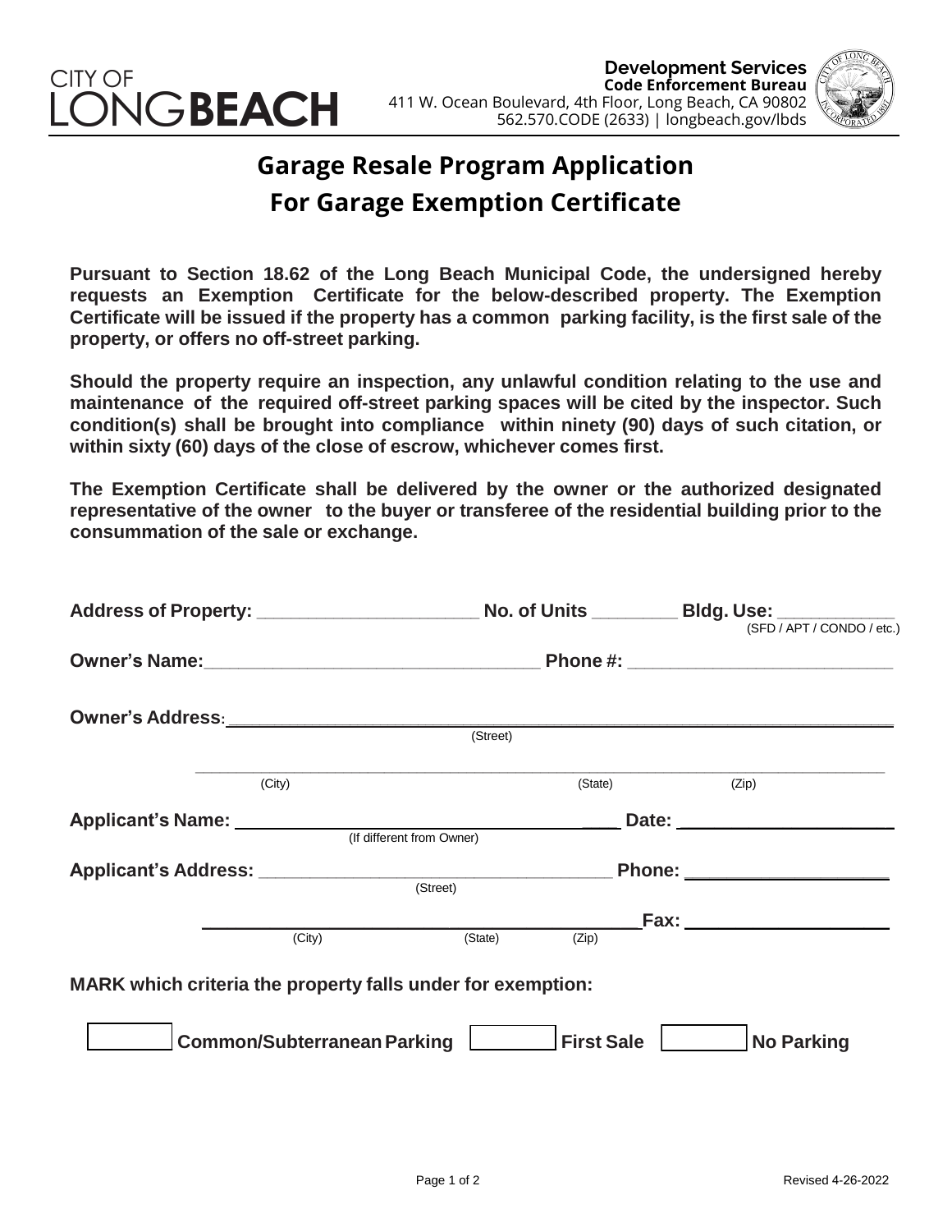CITY OF LONG**BEACH**

**Development Services**
**Code Enforcement Bureau**
411 W. Ocean Boulevard, 4th Floor, Long Beach, CA 90802
562.570.CODE (2633) | longbeach.gov/lbds

# Garage Resale Program Application
# For Garage Exemption Certificate

**Pursuant to Section 18.62 of the Long Beach Municipal Code, the undersigned hereby requests an Exemption Certificate for the below-described property. The Exemption Certificate will be issued if the property has a common parking facility, is the first sale of the property, or offers no off-street parking.**

**Should the property require an inspection, any unlawful condition relating to the use and maintenance of the required off-street parking spaces will be cited by the inspector. Such condition(s) shall be brought into compliance within ninety (90) days of such citation, or within sixty (60) days of the close of escrow, whichever comes first.**

**The Exemption Certificate shall be delivered by the owner or the authorized designated representative of the owner to the buyer or transferee of the residential building prior to the consummation of the sale or exchange.**

**Address of Property:** ______________________ **No. of Units** ________ **Bldg. Use:** ___________
(SFD / APT / CONDO / etc.)

**Owner's Name:** _________________________________ **Phone #:** __________________________

**Owner's Address:** ______________________________________________________________
(Street)

______________________________________________________________
(City) (State) (Zip)

**Applicant's Name:** _____________________________________ **Date:** ______________________
(If different from Owner)

**Applicant's Address:** ___________________________________ **Phone:** ____________________
(Street)

___________________________________________ **Fax:** ____________________
(City) (State) (Zip)

**MARK which criteria the property falls under for exemption:**

☐ **Common/Subterranean Parking** ☐ **First Sale** ☐ **No Parking**

Revised 4-26-2022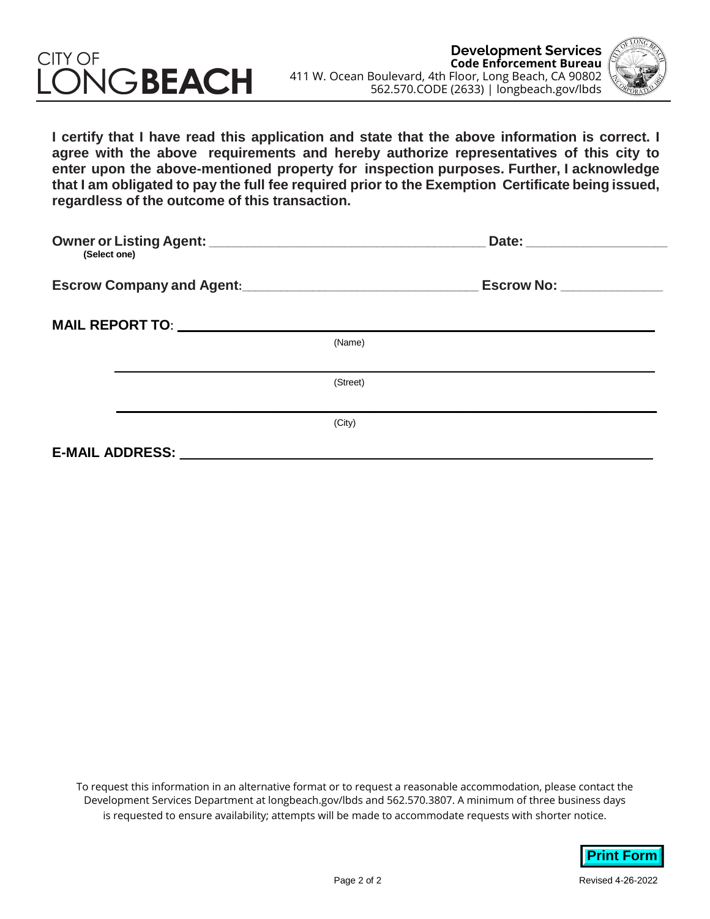CITY OF LONG**BEACH**

**Development Services**
**Code Enforcement Bureau**
411 W. Ocean Boulevard, 4th Floor, Long Beach, CA 90802
562.570.CODE (2633) | longbeach.gov/lbds

**I certify that I have read this application and state that the above information is correct. I agree with the above requirements and hereby authorize representatives of this city to enter upon the above-mentioned property for inspection purposes. Further, I acknowledge that I am obligated to pay the full fee required prior to the Exemption Certificate being issued, regardless of the outcome of this transaction.**

**Owner or Listing Agent:** ____________________________________ **Date:** ___________________
**(Select one)**

**Escrow Company and Agent:**________________________________ **Escrow No:** _____________

**MAIL REPORT TO**: ________________________________________________
(Name)

________________________________________________
(Street)

________________________________________________
(City)

**E-MAIL ADDRESS:** ________________________________________________

To request this information in an alternative format or to request a reasonable accommodation, please contact the Development Services Department at longbeach.gov/lbds and 562.570.3807. A minimum of three business days is requested to ensure availability; attempts will be made to accommodate requests with shorter notice.

Print Form

Revised 4-26-2022